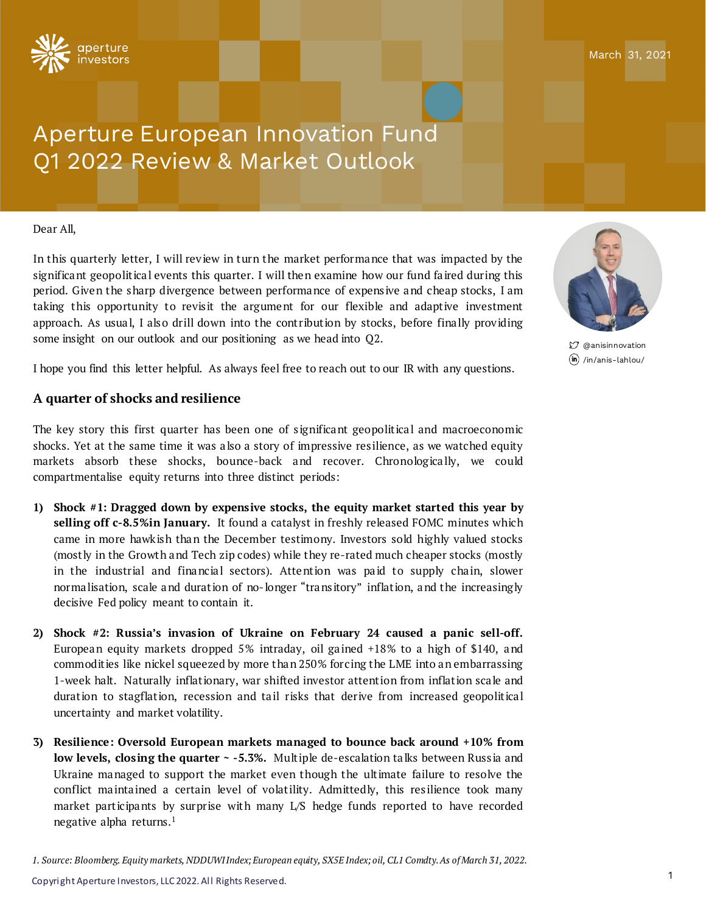aperture investors

March 31, 2021

# Aperture European Innovation Fund Q1 2022 Review & Market Outlook

@anisinnovation
/in/anis-lahlou/

Dear All,

In this quarterly letter, I will review in turn the market performance that was impacted by the significant geopolitical events this quarter. I will then examine how our fund faired during this period. Given the sharp divergence between performance of expensive and cheap stocks, I am taking this opportunity to revisit the argument for our flexible and adaptive investment approach. As usual, I also drill down into the contribution by stocks, before finally providing some insight on our outlook and our positioning as we head into Q2.

I hope you find this letter helpful. As always feel free to reach out to our IR with any questions.

## A quarter of shocks and resilience

The key story this first quarter has been one of significant geopolitical and macroeconomic shocks. Yet at the same time it was also a story of impressive resilience, as we watched equity markets absorb these shocks, bounce-back and recover. Chronologically, we could compartmentalise equity returns into three distinct periods:

1) **Shock #1: Dragged down by expensive stocks, the equity market started this year by selling off c-8.5%in January.** It found a catalyst in freshly released FOMC minutes which came in more hawkish than the December testimony. Investors sold highly valued stocks (mostly in the Growth and Tech zip codes) while they re-rated much cheaper stocks (mostly in the industrial and financial sectors). Attention was paid to supply chain, slower normalisation, scale and duration of no-longer "transitory" inflation, and the increasingly decisive Fed policy meant to contain it.

2) **Shock #2: Russia's invasion of Ukraine on February 24 caused a panic sell-off.** European equity markets dropped 5% intraday, oil gained +18% to a high of $140, and commodities like nickel squeezed by more than 250% forcing the LME into an embarrassing 1-week halt. Naturally inflationary, war shifted investor attention from inflation scale and duration to stagflation, recession and tail risks that derive from increased geopolitical uncertainty and market volatility.

3) **Resilience: Oversold European markets managed to bounce back around +10% from low levels, closing the quarter ~ -5.3%.** Multiple de-escalation talks between Russia and Ukraine managed to support the market even though the ultimate failure to resolve the conflict maintained a certain level of volatility. Admittedly, this resilience took many market participants by surprise with many L/S hedge funds reported to have recorded negative alpha returns.[1]

*1. Source: Bloomberg. Equity markets, NDDUWI Index; European equity, SX5E Index; oil, CL1 Comdty. As of March 31, 2022.*

Copyright Aperture Investors, LLC 2022. All Rights Reserved.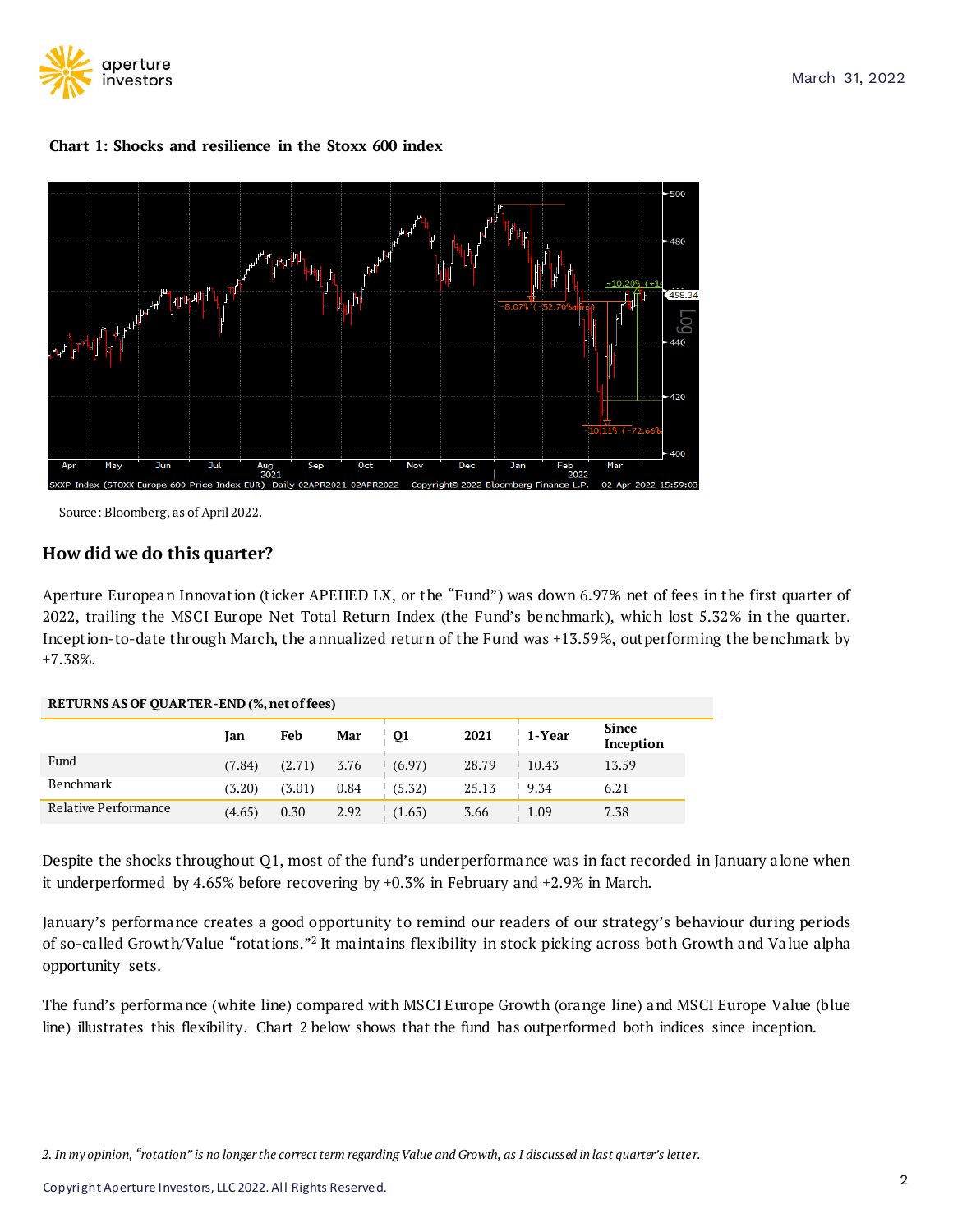**Chart 1: Shocks and resilience in the Stoxx 600 index**

Source: Bloomberg, as of April 2022.

## How did we do this quarter?

Aperture European Innovation (ticker APEIIED LX, or the "Fund") was down 6.97% net of fees in the first quarter of 2022, trailing the MSCI Europe Net Total Return Index (the Fund's benchmark), which lost 5.32% in the quarter. Inception-to-date through March, the annualized return of the Fund was +13.59%, outperforming the benchmark by +7.38%.

**RETURNS AS OF QUARTER-END (%, net of fees)**

| | Jan | Feb | Mar | Q1 | 2021 | 1-Year | Since Inception |
|---|---|---|---|---|---|---|---|
| Fund | (7.84) | (2.71) | 3.76 | (6.97) | 28.79 | 10.43 | 13.59 |
| Benchmark | (3.20) | (3.01) | 0.84 | (5.32) | 25.13 | 9.34 | 6.21 |
| Relative Performance | (4.65) | 0.30 | 2.92 | (1.65) | 3.66 | 1.09 | 7.38 |

Despite the shocks throughout Q1, most of the fund's underperformance was in fact recorded in January alone when it underperformed by 4.65% before recovering by +0.3% in February and +2.9% in March.

January's performance creates a good opportunity to remind our readers of our strategy's behaviour during periods of so-called Growth/Value "rotations."[2] It maintains flexibility in stock picking across both Growth and Value alpha opportunity sets.

The fund's performance (white line) compared with MSCI Europe Growth (orange line) and MSCI Europe Value (blue line) illustrates this flexibility. Chart 2 below shows that the fund has outperformed both indices since inception.

*2. In my opinion, "rotation" is no longer the correct term regarding Value and Growth, as I discussed in last quarter's letter.*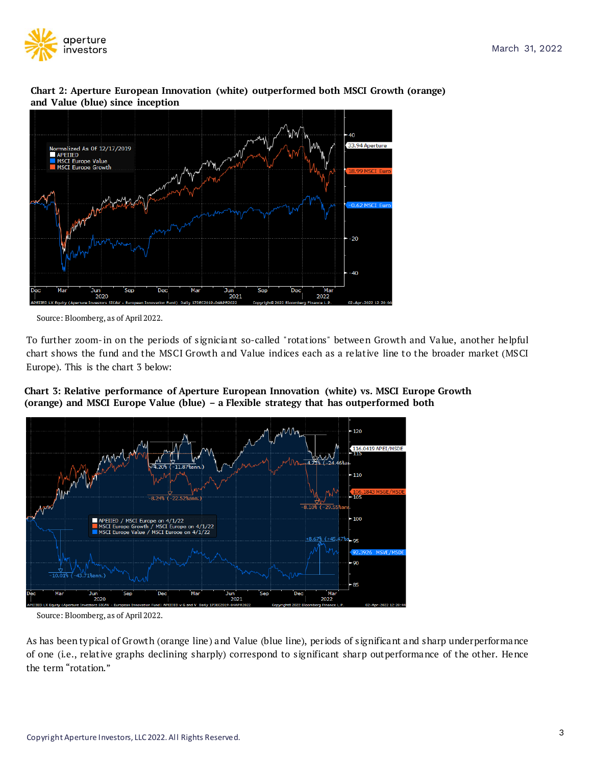**Chart 2: Aperture European Innovation (white) outperformed both MSCI Growth (orange) and Value (blue) since inception**

Source: Bloomberg, as of April 2022.

To further zoom-in on the periods of signiciant so-called "rotations" between Growth and Value, another helpful chart shows the fund and the MSCI Growth and Value indices each as a relative line to the broader market (MSCI Europe). This is the chart 3 below:

**Chart 3: Relative performance of Aperture European Innovation (white) vs. MSCI Europe Growth (orange) and MSCI Europe Value (blue) – a Flexible strategy that has outperformed both**

Source: Bloomberg, as of April 2022.

As has been typical of Growth (orange line) and Value (blue line), periods of significant and sharp underperformance of one (i.e., relative graphs declining sharply) correspond to significant sharp outperformance of the other. Hence the term "rotation."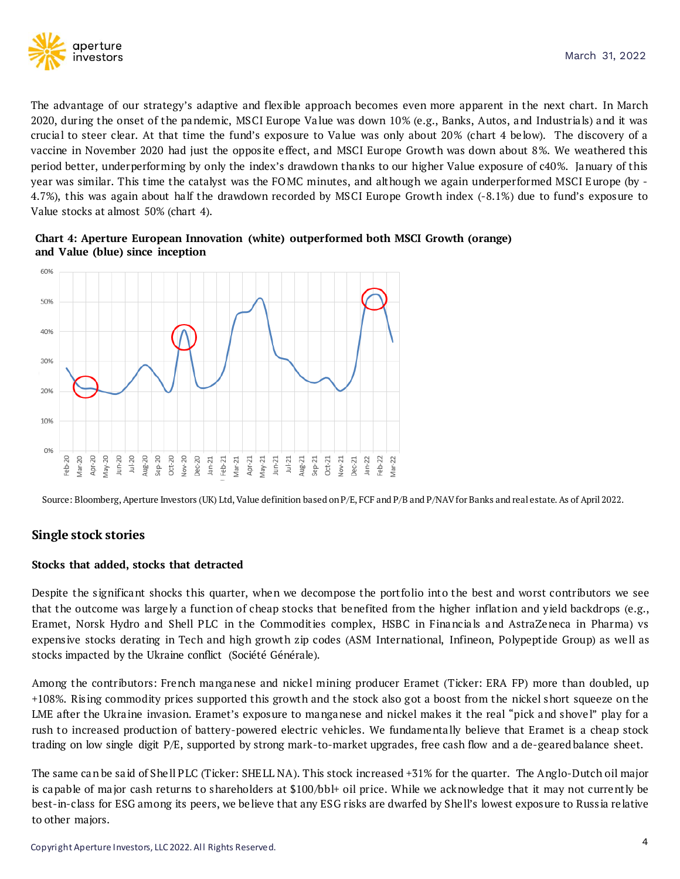The advantage of our strategy's adaptive and flexible approach becomes even more apparent in the next chart. In March 2020, during the onset of the pandemic, MSCI Europe Value was down 10% (e.g., Banks, Autos, and Industrials) and it was crucial to steer clear. At that time the fund's exposure to Value was only about 20% (chart 4 below). The discovery of a vaccine in November 2020 had just the opposite effect, and MSCI Europe Growth was down about 8%. We weathered this period better, underperforming by only the index's drawdown thanks to our higher Value exposure of c40%. January of this year was similar. This time the catalyst was the FOMC minutes, and although we again underperformed MSCI Europe (by -4.7%), this was again about half the drawdown recorded by MSCI Europe Growth index (-8.1%) due to fund's exposure to Value stocks at almost 50% (chart 4).

**Chart 4: Aperture European Innovation (white) outperformed both MSCI Growth (orange) and Value (blue) since inception**

Source: Bloomberg, Aperture Investors (UK) Ltd, Value definition based on P/E, FCF and P/B and P/NAV for Banks and real estate. As of April 2022.

## Single stock stories

### Stocks that added, stocks that detracted

Despite the significant shocks this quarter, when we decompose the portfolio into the best and worst contributors we see that the outcome was largely a function of cheap stocks that benefited from the higher inflation and yield backdrops (e.g., Eramet, Norsk Hydro and Shell PLC in the Commodities complex, HSBC in Financials and AstraZeneca in Pharma) vs expensive stocks derating in Tech and high growth zip codes (ASM International, Infineon, Polypeptide Group) as well as stocks impacted by the Ukraine conflict (Société Générale).

Among the contributors: French manganese and nickel mining producer Eramet (Ticker: ERA FP) more than doubled, up +108%. Rising commodity prices supported this growth and the stock also got a boost from the nickel short squeeze on the LME after the Ukraine invasion. Eramet's exposure to manganese and nickel makes it the real "pick and shovel" play for a rush to increased production of battery-powered electric vehicles. We fundamentally believe that Eramet is a cheap stock trading on low single digit P/E, supported by strong mark-to-market upgrades, free cash flow and a de-geared balance sheet.

The same can be said of Shell PLC (Ticker: SHELL NA). This stock increased +31% for the quarter. The Anglo-Dutch oil major is capable of major cash returns to shareholders at $100/bbl+ oil price. While we acknowledge that it may not currently be best-in-class for ESG among its peers, we believe that any ESG risks are dwarfed by Shell's lowest exposure to Russia relative to other majors.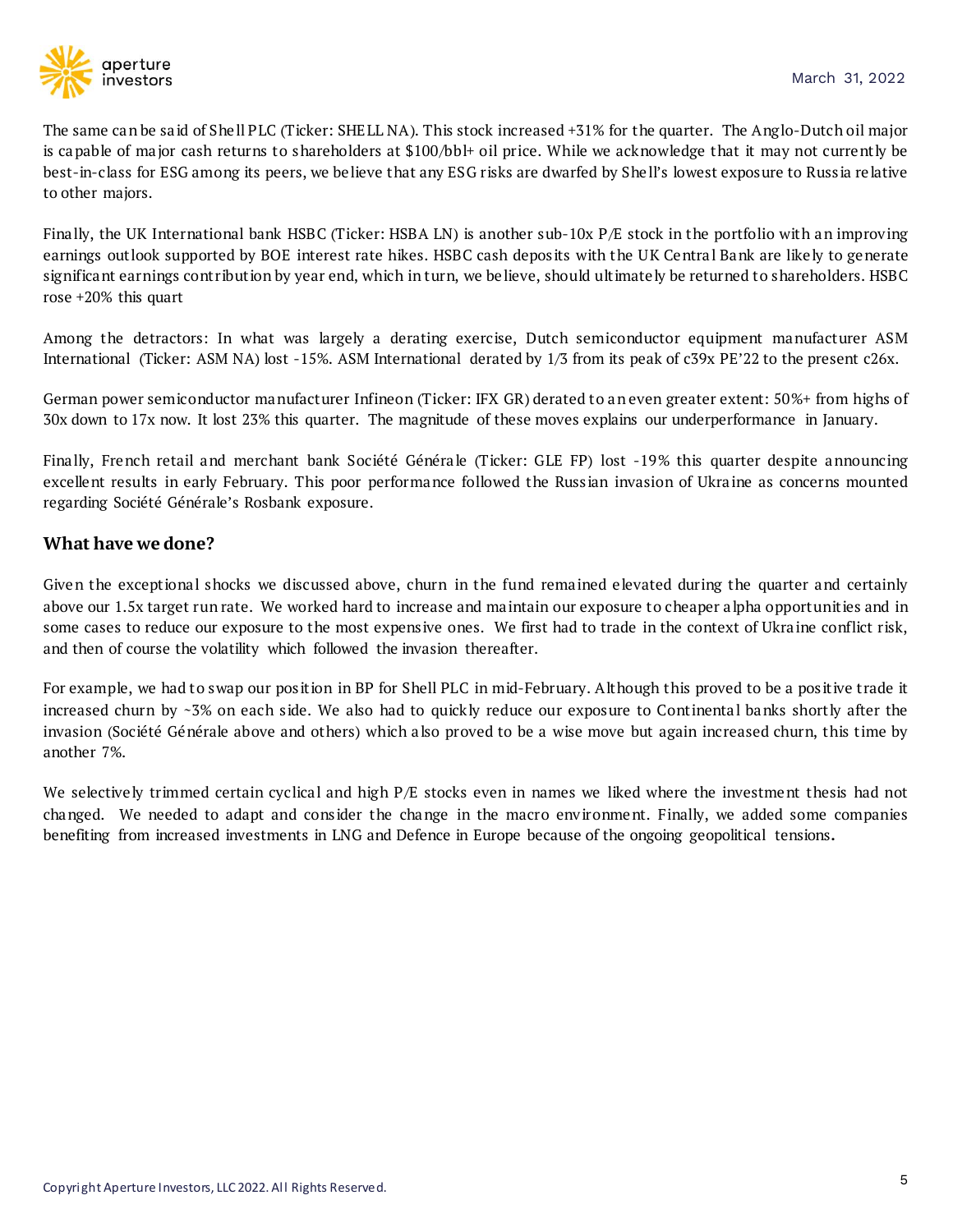The same can be said of Shell PLC (Ticker: SHELL NA). This stock increased +31% for the quarter. The Anglo-Dutch oil major is capable of major cash returns to shareholders at $100/bbl+ oil price. While we acknowledge that it may not currently be best-in-class for ESG among its peers, we believe that any ESG risks are dwarfed by Shell's lowest exposure to Russia relative to other majors.

Finally, the UK International bank HSBC (Ticker: HSBA LN) is another sub-10x P/E stock in the portfolio with an improving earnings outlook supported by BOE interest rate hikes. HSBC cash deposits with the UK Central Bank are likely to generate significant earnings contribution by year end, which in turn, we believe, should ultimately be returned to shareholders. HSBC rose +20% this quart

Among the detractors: In what was largely a derating exercise, Dutch semiconductor equipment manufacturer ASM International (Ticker: ASM NA) lost -15%. ASM International derated by 1/3 from its peak of c39x PE'22 to the present c26x.

German power semiconductor manufacturer Infineon (Ticker: IFX GR) derated to an even greater extent: 50%+ from highs of 30x down to 17x now. It lost 23% this quarter. The magnitude of these moves explains our underperformance in January.

Finally, French retail and merchant bank Société Générale (Ticker: GLE FP) lost -19% this quarter despite announcing excellent results in early February. This poor performance followed the Russian invasion of Ukraine as concerns mounted regarding Société Générale's Rosbank exposure.

## What have we done?

Given the exceptional shocks we discussed above, churn in the fund remained elevated during the quarter and certainly above our 1.5x target run rate. We worked hard to increase and maintain our exposure to cheaper alpha opportunities and in some cases to reduce our exposure to the most expensive ones. We first had to trade in the context of Ukraine conflict risk, and then of course the volatility which followed the invasion thereafter.

For example, we had to swap our position in BP for Shell PLC in mid-February. Although this proved to be a positive trade it increased churn by ~3% on each side. We also had to quickly reduce our exposure to Continental banks shortly after the invasion (Société Générale above and others) which also proved to be a wise move but again increased churn, this time by another 7%.

We selectively trimmed certain cyclical and high P/E stocks even in names we liked where the investment thesis had not changed. We needed to adapt and consider the change in the macro environment. Finally, we added some companies benefiting from increased investments in LNG and Defence in Europe because of the ongoing geopolitical tensions.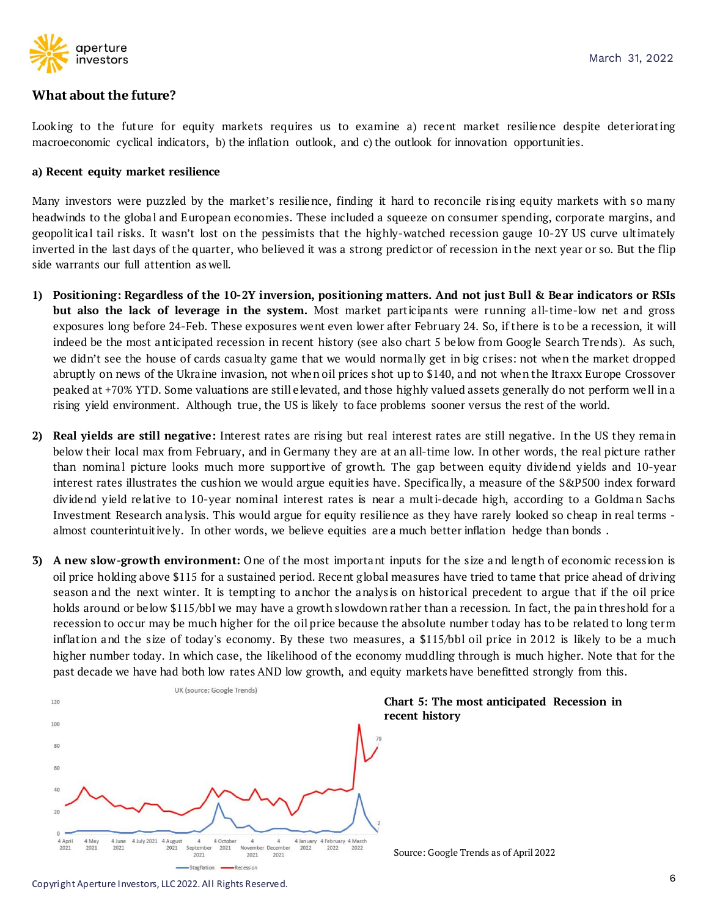## What about the future?

Looking to the future for equity markets requires us to examine a) recent market resilience despite deteriorating macroeconomic cyclical indicators, b) the inflation outlook, and c) the outlook for innovation opportunities.

**a) Recent equity market resilience**

Many investors were puzzled by the market's resilience, finding it hard to reconcile rising equity markets with so many headwinds to the global and European economies. These included a squeeze on consumer spending, corporate margins, and geopolitical tail risks. It wasn't lost on the pessimists that the highly-watched recession gauge 10-2Y US curve ultimately inverted in the last days of the quarter, who believed it was a strong predictor of recession in the next year or so. But the flip side warrants our full attention as well.

1) **Positioning: Regardless of the 10-2Y inversion, positioning matters. And not just Bull & Bear indicators or RSIs but also the lack of leverage in the system.** Most market participants were running all-time-low net and gross exposures long before 24-Feb. These exposures went even lower after February 24. So, if there is to be a recession, it will indeed be the most anticipated recession in recent history (see also chart 5 below from Google Search Trends). As such, we didn't see the house of cards casualty game that we would normally get in big crises: not when the market dropped abruptly on news of the Ukraine invasion, not when oil prices shot up to $140, and not when the Itraxx Europe Crossover peaked at +70% YTD. Some valuations are still elevated, and those highly valued assets generally do not perform well in a rising yield environment. Although true, the US is likely to face problems sooner versus the rest of the world.

2) **Real yields are still negative:** Interest rates are rising but real interest rates are still negative. In the US they remain below their local max from February, and in Germany they are at an all-time low. In other words, the real picture rather than nominal picture looks much more supportive of growth. The gap between equity dividend yields and 10-year interest rates illustrates the cushion we would argue equities have. Specifically, a measure of the S&P500 index forward dividend yield relative to 10-year nominal interest rates is near a multi-decade high, according to a Goldman Sachs Investment Research analysis. This would argue for equity resilience as they have rarely looked so cheap in real terms - almost counterintuitively. In other words, we believe equities are a much better inflation hedge than bonds .

3) **A new slow-growth environment:** One of the most important inputs for the size and length of economic recession is oil price holding above $115 for a sustained period. Recent global measures have tried to tame that price ahead of driving season and the next winter. It is tempting to anchor the analysis on historical precedent to argue that if the oil price holds around or below $115/bbl we may have a growth slowdown rather than a recession. In fact, the pain threshold for a recession to occur may be much higher for the oil price because the absolute number today has to be related to long term inflation and the size of today's economy. By these two measures, a $115/bbl oil price in 2012 is likely to be a much higher number today. In which case, the likelihood of the economy muddling through is much higher. Note that for the past decade we have had both low rates AND low growth, and equity markets have benefitted strongly from this.

**Chart 5: The most anticipated Recession in recent history**

Source: Google Trends as of April 2022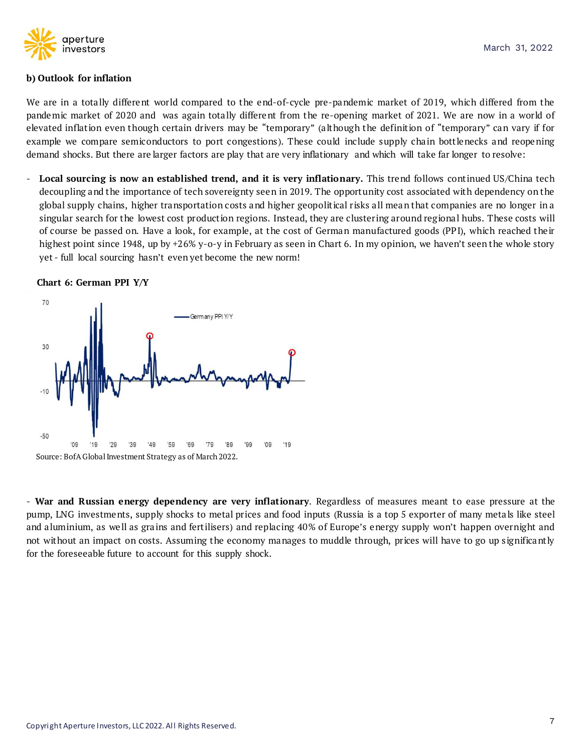**b) Outlook for inflation**

We are in a totally different world compared to the end-of-cycle pre-pandemic market of 2019, which differed from the pandemic market of 2020 and was again totally different from the re-opening market of 2021. We are now in a world of elevated inflation even though certain drivers may be “temporary” (although the definition of “temporary” can vary if for example we compare semiconductors to port congestions). These could include supply chain bottlenecks and reopening demand shocks. But there are larger factors are play that are very inflationary and which will take far longer to resolve:

- **Local sourcing is now an established trend, and it is very inflationary.** This trend follows continued US/China tech decoupling and the importance of tech sovereignty seen in 2019. The opportunity cost associated with dependency on the global supply chains, higher transportation costs and higher geopolitical risks all mean that companies are no longer in a singular search for the lowest cost production regions. Instead, they are clustering around regional hubs. These costs will of course be passed on. Have a look, for example, at the cost of German manufactured goods (PPI), which reached their highest point since 1948, up by +26% y-o-y in February as seen in Chart 6. In my opinion, we haven’t seen the whole story yet - full local sourcing hasn’t even yet become the new norm!

**Chart 6: German PPI Y/Y**

Source: BofA Global Investment Strategy as of March 2022.

- **War and Russian energy dependency are very inflationary**. Regardless of measures meant to ease pressure at the pump, LNG investments, supply shocks to metal prices and food inputs (Russia is a top 5 exporter of many metals like steel and aluminium, as well as grains and fertilisers) and replacing 40% of Europe’s energy supply won’t happen overnight and not without an impact on costs. Assuming the economy manages to muddle through, prices will have to go up significantly for the foreseeable future to account for this supply shock.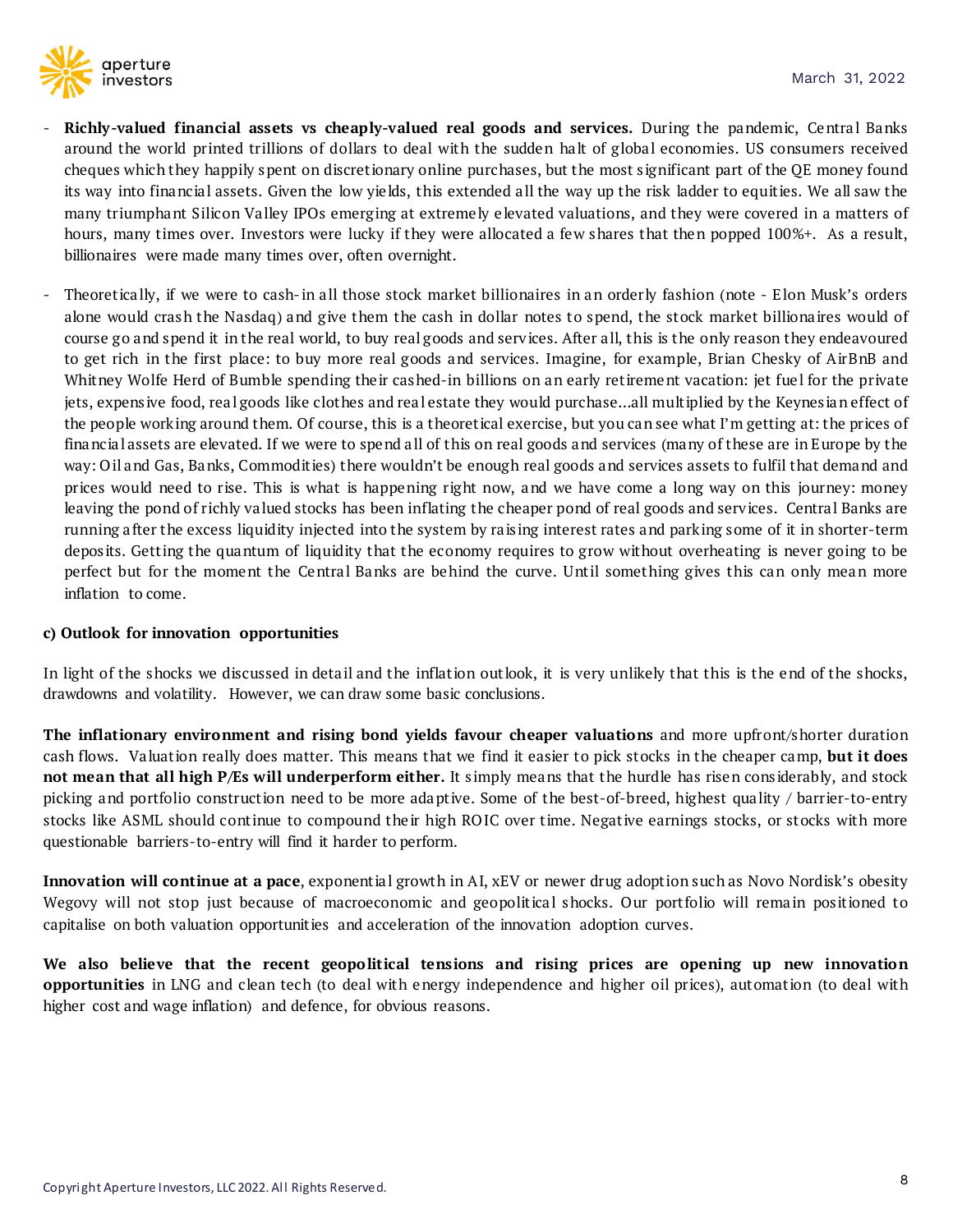- **Richly-valued financial assets vs cheaply-valued real goods and services.** During the pandemic, Central Banks around the world printed trillions of dollars to deal with the sudden halt of global economies. US consumers received cheques which they happily spent on discretionary online purchases, but the most significant part of the QE money found its way into financial assets. Given the low yields, this extended all the way up the risk ladder to equities. We all saw the many triumphant Silicon Valley IPOs emerging at extremely elevated valuations, and they were covered in a matters of hours, many times over. Investors were lucky if they were allocated a few shares that then popped 100%+. As a result, billionaires were made many times over, often overnight.

- Theoretically, if we were to cash-in all those stock market billionaires in an orderly fashion (note - Elon Musk's orders alone would crash the Nasdaq) and give them the cash in dollar notes to spend, the stock market billionaires would of course go and spend it in the real world, to buy real goods and services. After all, this is the only reason they endeavoured to get rich in the first place: to buy more real goods and services. Imagine, for example, Brian Chesky of AirBnB and Whitney Wolfe Herd of Bumble spending their cashed-in billions on an early retirement vacation: jet fuel for the private jets, expensive food, real goods like clothes and real estate they would purchase…all multiplied by the Keynesian effect of the people working around them. Of course, this is a theoretical exercise, but you can see what I'm getting at: the prices of financial assets are elevated. If we were to spend all of this on real goods and services (many of these are in Europe by the way: Oil and Gas, Banks, Commodities) there wouldn't be enough real goods and services assets to fulfil that demand and prices would need to rise. This is what is happening right now, and we have come a long way on this journey: money leaving the pond of richly valued stocks has been inflating the cheaper pond of real goods and services. Central Banks are running after the excess liquidity injected into the system by raising interest rates and parking some of it in shorter-term deposits. Getting the quantum of liquidity that the economy requires to grow without overheating is never going to be perfect but for the moment the Central Banks are behind the curve. Until something gives this can only mean more inflation to come.

**c) Outlook for innovation opportunities**

In light of the shocks we discussed in detail and the inflation outlook, it is very unlikely that this is the end of the shocks, drawdowns and volatility. However, we can draw some basic conclusions.

**The inflationary environment and rising bond yields favour cheaper valuations** and more upfront/shorter duration cash flows. Valuation really does matter. This means that we find it easier to pick stocks in the cheaper camp, **but it does not mean that all high P/Es will underperform either.** It simply means that the hurdle has risen considerably, and stock picking and portfolio construction need to be more adaptive. Some of the best-of-breed, highest quality / barrier-to-entry stocks like ASML should continue to compound their high ROIC over time. Negative earnings stocks, or stocks with more questionable barriers-to-entry will find it harder to perform.

**Innovation will continue at a pace**, exponential growth in AI, xEV or newer drug adoption such as Novo Nordisk's obesity Wegovy will not stop just because of macroeconomic and geopolitical shocks. Our portfolio will remain positioned to capitalise on both valuation opportunities and acceleration of the innovation adoption curves.

**We also believe that the recent geopolitical tensions and rising prices are opening up new innovation opportunities** in LNG and clean tech (to deal with energy independence and higher oil prices), automation (to deal with higher cost and wage inflation) and defence, for obvious reasons.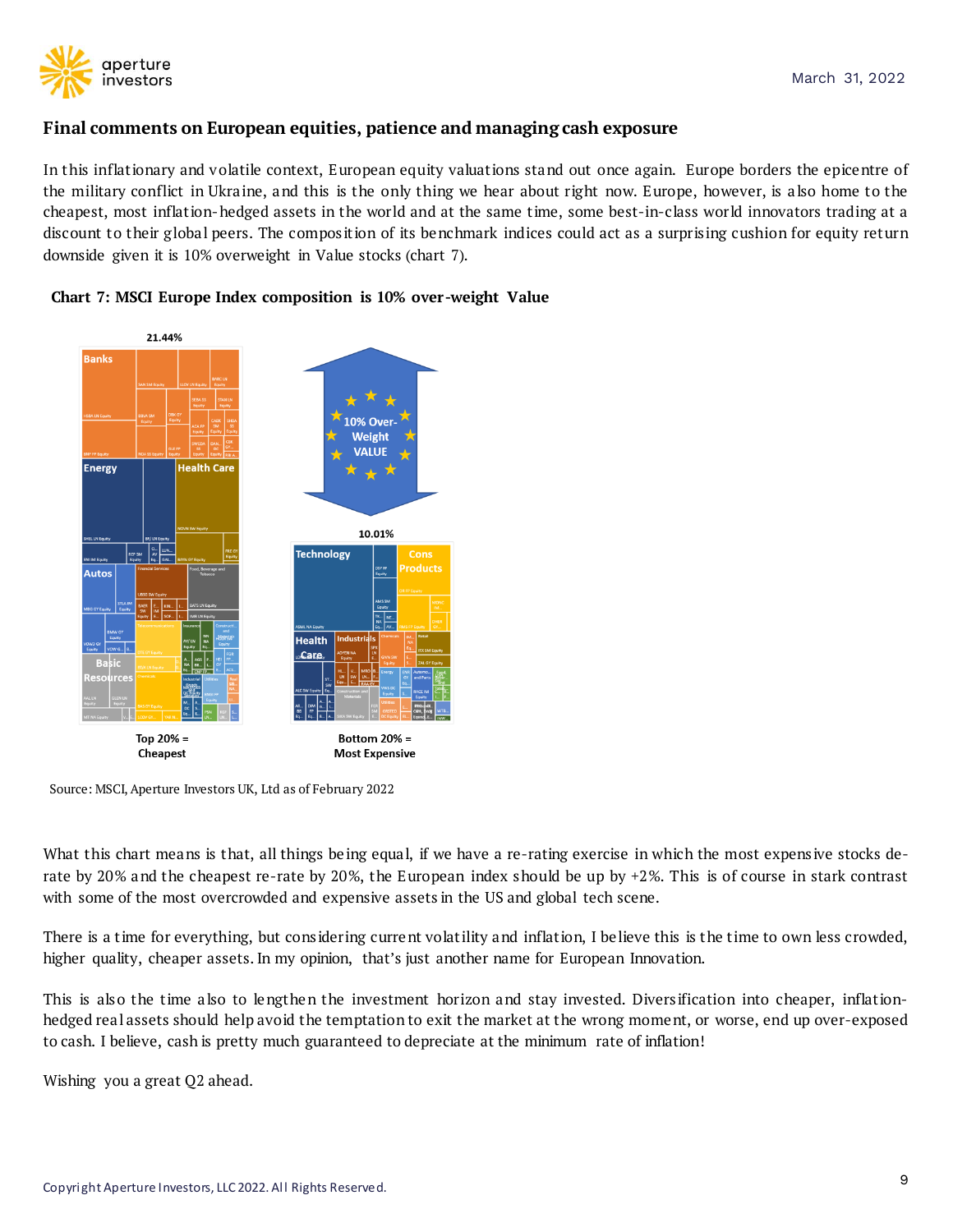## Final comments on European equities, patience and managing cash exposure

In this inflationary and volatile context, European equity valuations stand out once again. Europe borders the epicentre of the military conflict in Ukraine, and this is the only thing we hear about right now. Europe, however, is also home to the cheapest, most inflation-hedged assets in the world and at the same time, some best-in-class world innovators trading at a discount to their global peers. The composition of its benchmark indices could act as a surprising cushion for equity return downside given it is 10% overweight in Value stocks (chart 7).

**Chart 7: MSCI Europe Index composition is 10% over-weight Value**

Source: MSCI, Aperture Investors UK, Ltd as of February 2022

What this chart means is that, all things being equal, if we have a re-rating exercise in which the most expensive stocks de-rate by 20% and the cheapest re-rate by 20%, the European index should be up by +2%. This is of course in stark contrast with some of the most overcrowded and expensive assets in the US and global tech scene.

There is a time for everything, but considering current volatility and inflation, I believe this is the time to own less crowded, higher quality, cheaper assets. In my opinion, that's just another name for European Innovation.

This is also the time also to lengthen the investment horizon and stay invested. Diversification into cheaper, inflation-hedged real assets should help avoid the temptation to exit the market at the wrong moment, or worse, end up over-exposed to cash. I believe, cash is pretty much guaranteed to depreciate at the minimum rate of inflation!

Wishing you a great Q2 ahead.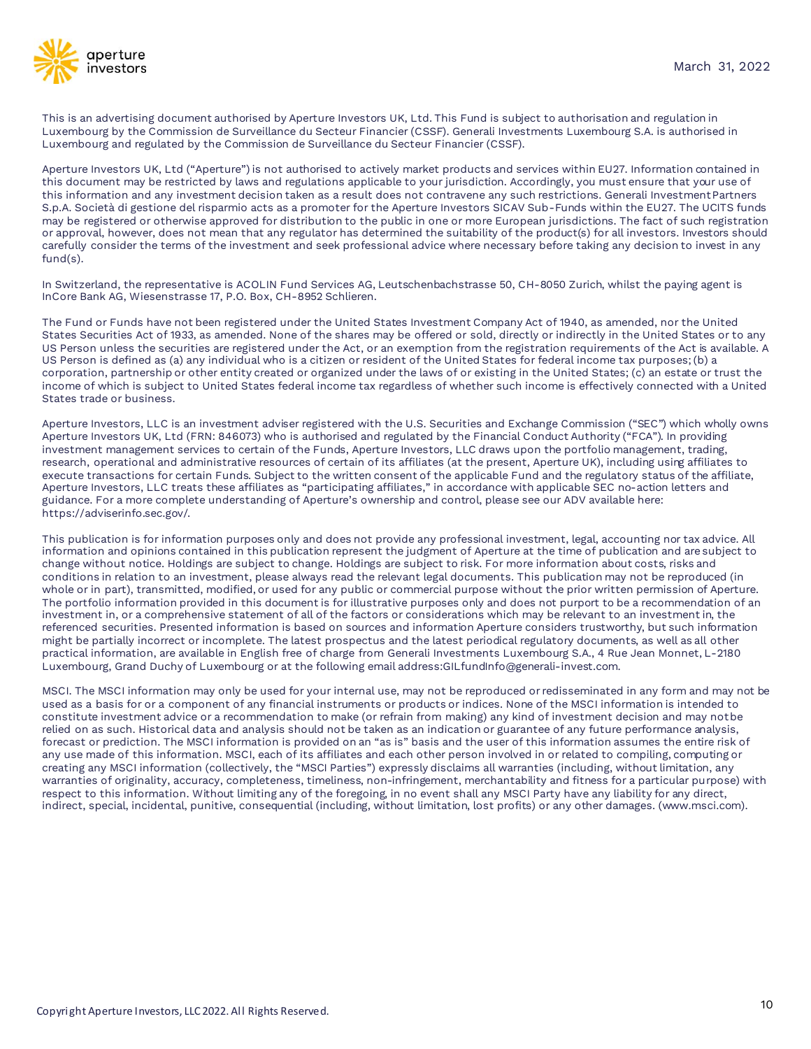This is an advertising document authorised by Aperture Investors UK, Ltd. This Fund is subject to authorisation and regulation in Luxembourg by the Commission de Surveillance du Secteur Financier (CSSF). Generali Investments Luxembourg S.A. is authorised in Luxembourg and regulated by the Commission de Surveillance du Secteur Financier (CSSF).

Aperture Investors UK, Ltd ("Aperture") is not authorised to actively market products and services within EU27. Information contained in this document may be restricted by laws and regulations applicable to your jurisdiction. Accordingly, you must ensure that your use of this information and any investment decision taken as a result does not contravene any such restrictions. Generali Investment Partners S.p.A. Società di gestione del risparmio acts as a promoter for the Aperture Investors SICAV Sub-Funds within the EU27. The UCITS funds may be registered or otherwise approved for distribution to the public in one or more European jurisdictions. The fact of such registration or approval, however, does not mean that any regulator has determined the suitability of the product(s) for all investors. Investors should carefully consider the terms of the investment and seek professional advice where necessary before taking any decision to invest in any fund(s).

In Switzerland, the representative is ACOLIN Fund Services AG, Leutschenbachstrasse 50, CH-8050 Zurich, whilst the paying agent is InCore Bank AG, Wiesenstrasse 17, P.O. Box, CH-8952 Schlieren.

The Fund or Funds have not been registered under the United States Investment Company Act of 1940, as amended, nor the United States Securities Act of 1933, as amended. None of the shares may be offered or sold, directly or indirectly in the United States or to any US Person unless the securities are registered under the Act, or an exemption from the registration requirements of the Act is available. A US Person is defined as (a) any individual who is a citizen or resident of the United States for federal income tax purposes; (b) a corporation, partnership or other entity created or organized under the laws of or existing in the United States; (c) an estate or trust the income of which is subject to United States federal income tax regardless of whether such income is effectively connected with a United States trade or business.

Aperture Investors, LLC is an investment adviser registered with the U.S. Securities and Exchange Commission ("SEC") which wholly owns Aperture Investors UK, Ltd (FRN: 846073) who is authorised and regulated by the Financial Conduct Authority ("FCA"). In providing investment management services to certain of the Funds, Aperture Investors, LLC draws upon the portfolio management, trading, research, operational and administrative resources of certain of its affiliates (at the present, Aperture UK), including using affiliates to execute transactions for certain Funds. Subject to the written consent of the applicable Fund and the regulatory status of the affiliate, Aperture Investors, LLC treats these affiliates as "participating affiliates," in accordance with applicable SEC no-action letters and guidance. For a more complete understanding of Aperture's ownership and control, please see our ADV available here: https://adviserinfo.sec.gov/.

This publication is for information purposes only and does not provide any professional investment, legal, accounting nor tax advice. All information and opinions contained in this publication represent the judgment of Aperture at the time of publication and are subject to change without notice. Holdings are subject to change. Holdings are subject to risk. For more information about costs, risks and conditions in relation to an investment, please always read the relevant legal documents. This publication may not be reproduced (in whole or in part), transmitted, modified, or used for any public or commercial purpose without the prior written permission of Aperture. The portfolio information provided in this document is for illustrative purposes only and does not purport to be a recommendation of an investment in, or a comprehensive statement of all of the factors or considerations which may be relevant to an investment in, the referenced securities. Presented information is based on sources and information Aperture considers trustworthy, but such information might be partially incorrect or incomplete. The latest prospectus and the latest periodical regulatory documents, as well as all other practical information, are available in English free of charge from Generali Investments Luxembourg S.A., 4 Rue Jean Monnet, L-2180 Luxembourg, Grand Duchy of Luxembourg or at the following email address:GILfundInfo@generali-invest.com.

MSCI. The MSCI information may only be used for your internal use, may not be reproduced or redisseminated in any form and may not be used as a basis for or a component of any financial instruments or products or indices. None of the MSCI information is intended to constitute investment advice or a recommendation to make (or refrain from making) any kind of investment decision and may not be relied on as such. Historical data and analysis should not be taken as an indication or guarantee of any future performance analysis, forecast or prediction. The MSCI information is provided on an "as is" basis and the user of this information assumes the entire risk of any use made of this information. MSCI, each of its affiliates and each other person involved in or related to compiling, computing or creating any MSCI information (collectively, the "MSCI Parties") expressly disclaims all warranties (including, without limitation, any warranties of originality, accuracy, completeness, timeliness, non-infringement, merchantability and fitness for a particular purpose) with respect to this information. Without limiting any of the foregoing, in no event shall any MSCI Party have any liability for any direct, indirect, special, incidental, punitive, consequential (including, without limitation, lost profits) or any other damages. (www.msci.com).

Copyright Aperture Investors, LLC 2022. All Rights Reserved.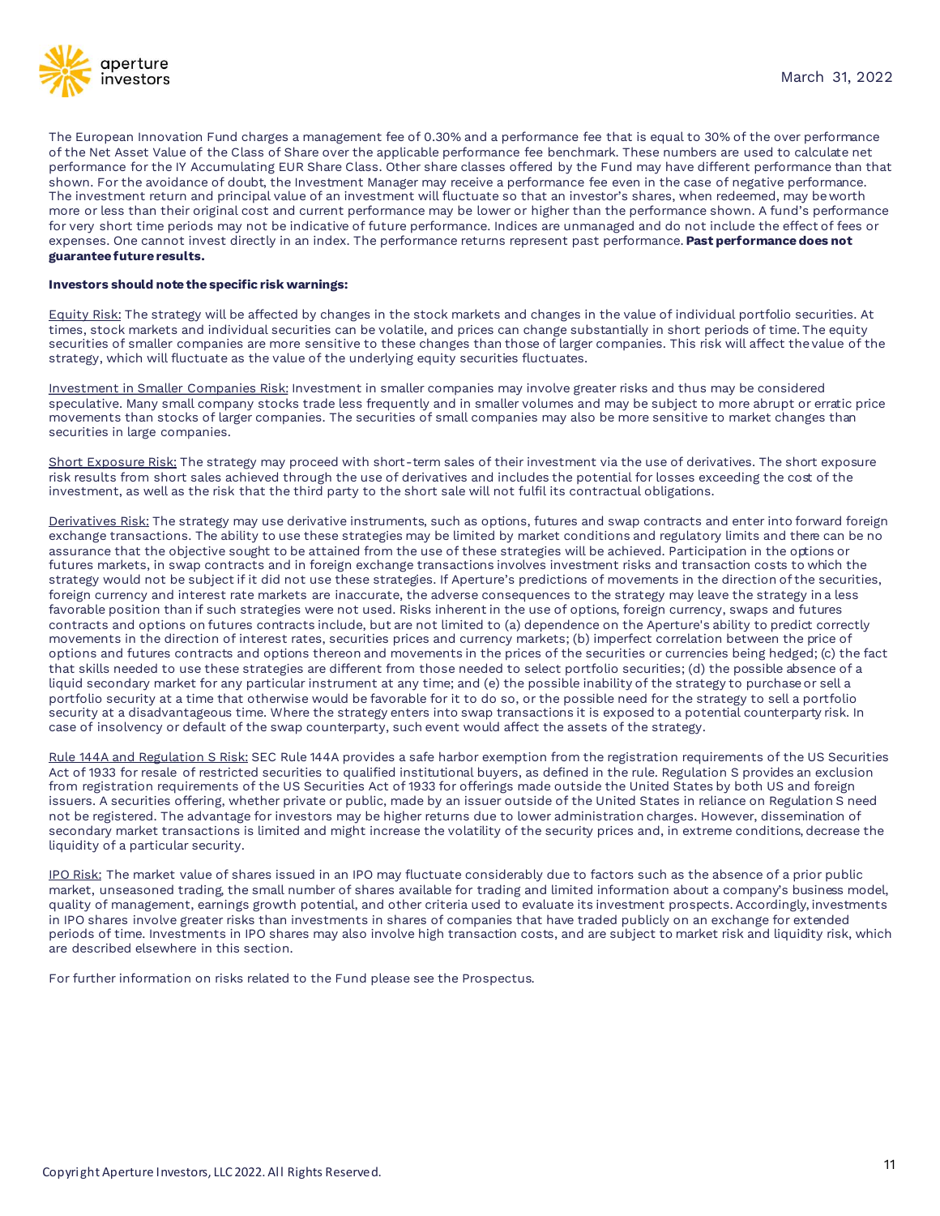The European Innovation Fund charges a management fee of 0.30% and a performance fee that is equal to 30% of the over performance of the Net Asset Value of the Class of Share over the applicable performance fee benchmark. These numbers are used to calculate net performance for the IY Accumulating EUR Share Class. Other share classes offered by the Fund may have different performance than that shown. For the avoidance of doubt, the Investment Manager may receive a performance fee even in the case of negative performance. The investment return and principal value of an investment will fluctuate so that an investor's shares, when redeemed, may be worth more or less than their original cost and current performance may be lower or higher than the performance shown. A fund's performance for very short time periods may not be indicative of future performance. Indices are unmanaged and do not include the effect of fees or expenses. One cannot invest directly in an index. The performance returns represent past performance. **Past performance does not guarantee future results.**

**Investors should note the specific risk warnings:**

Equity Risk: The strategy will be affected by changes in the stock markets and changes in the value of individual portfolio securities. At times, stock markets and individual securities can be volatile, and prices can change substantially in short periods of time. The equity securities of smaller companies are more sensitive to these changes than those of larger companies. This risk will affect the value of the strategy, which will fluctuate as the value of the underlying equity securities fluctuates.

Investment in Smaller Companies Risk: Investment in smaller companies may involve greater risks and thus may be considered speculative. Many small company stocks trade less frequently and in smaller volumes and may be subject to more abrupt or erratic price movements than stocks of larger companies. The securities of small companies may also be more sensitive to market changes than securities in large companies.

Short Exposure Risk: The strategy may proceed with short-term sales of their investment via the use of derivatives. The short exposure risk results from short sales achieved through the use of derivatives and includes the potential for losses exceeding the cost of the investment, as well as the risk that the third party to the short sale will not fulfil its contractual obligations.

Derivatives Risk: The strategy may use derivative instruments, such as options, futures and swap contracts and enter into forward foreign exchange transactions. The ability to use these strategies may be limited by market conditions and regulatory limits and there can be no assurance that the objective sought to be attained from the use of these strategies will be achieved. Participation in the options or futures markets, in swap contracts and in foreign exchange transactions involves investment risks and transaction costs to which the strategy would not be subject if it did not use these strategies. If Aperture's predictions of movements in the direction of the securities, foreign currency and interest rate markets are inaccurate, the adverse consequences to the strategy may leave the strategy in a less favorable position than if such strategies were not used. Risks inherent in the use of options, foreign currency, swaps and futures contracts and options on futures contracts include, but are not limited to (a) dependence on the Aperture's ability to predict correctly movements in the direction of interest rates, securities prices and currency markets; (b) imperfect correlation between the price of options and futures contracts and options thereon and movements in the prices of the securities or currencies being hedged; (c) the fact that skills needed to use these strategies are different from those needed to select portfolio securities; (d) the possible absence of a liquid secondary market for any particular instrument at any time; and (e) the possible inability of the strategy to purchase or sell a portfolio security at a time that otherwise would be favorable for it to do so, or the possible need for the strategy to sell a portfolio security at a disadvantageous time. Where the strategy enters into swap transactions it is exposed to a potential counterparty risk. In case of insolvency or default of the swap counterparty, such event would affect the assets of the strategy.

Rule 144A and Regulation S Risk: SEC Rule 144A provides a safe harbor exemption from the registration requirements of the US Securities Act of 1933 for resale of restricted securities to qualified institutional buyers, as defined in the rule. Regulation S provides an exclusion from registration requirements of the US Securities Act of 1933 for offerings made outside the United States by both US and foreign issuers. A securities offering, whether private or public, made by an issuer outside of the United States in reliance on Regulation S need not be registered. The advantage for investors may be higher returns due to lower administration charges. However, dissemination of secondary market transactions is limited and might increase the volatility of the security prices and, in extreme conditions, decrease the liquidity of a particular security.

IPO Risk: The market value of shares issued in an IPO may fluctuate considerably due to factors such as the absence of a prior public market, unseasoned trading, the small number of shares available for trading and limited information about a company's business model, quality of management, earnings growth potential, and other criteria used to evaluate its investment prospects. Accordingly, investments in IPO shares involve greater risks than investments in shares of companies that have traded publicly on an exchange for extended periods of time. Investments in IPO shares may also involve high transaction costs, and are subject to market risk and liquidity risk, which are described elsewhere in this section.

For further information on risks related to the Fund please see the Prospectus.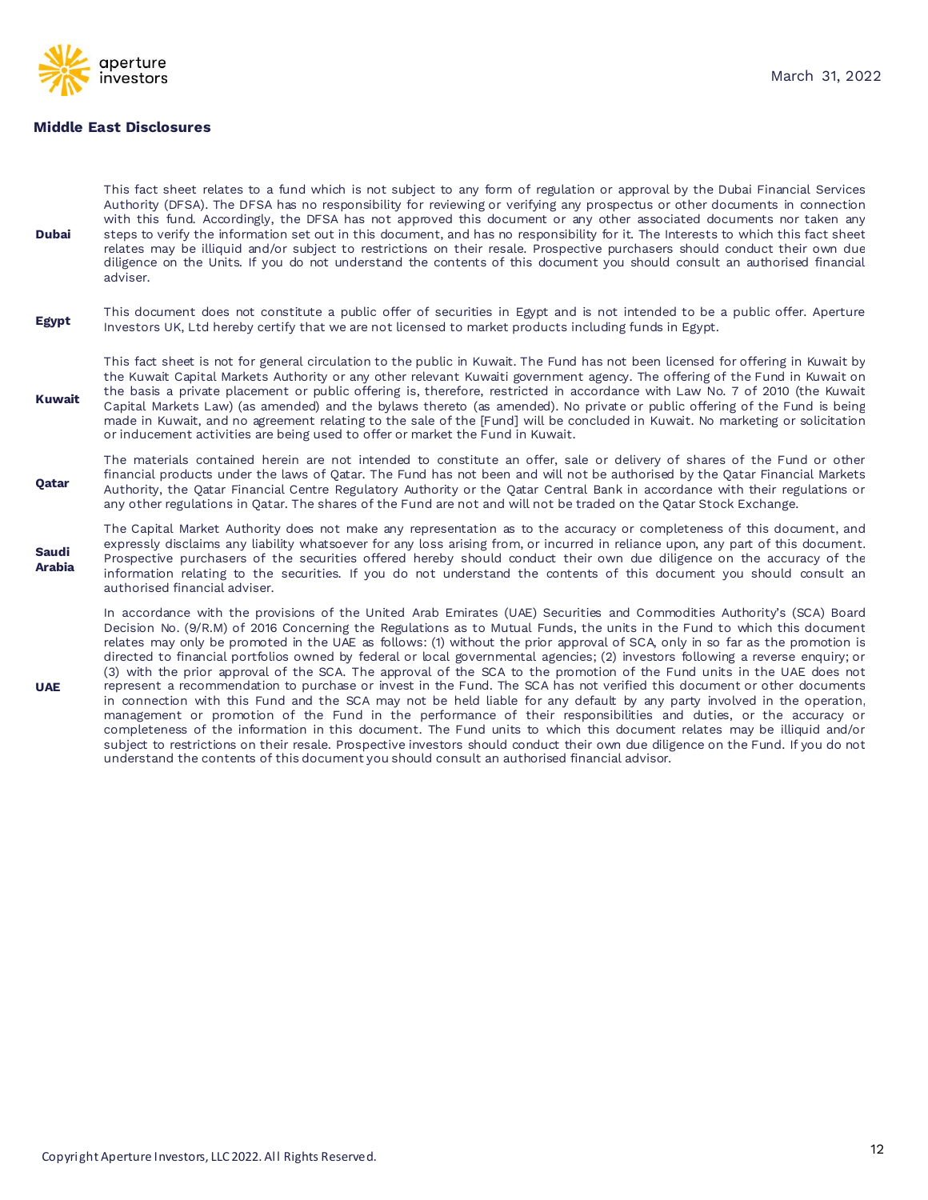## Middle East Disclosures

**Dubai**

This fact sheet relates to a fund which is not subject to any form of regulation or approval by the Dubai Financial Services Authority (DFSA). The DFSA has no responsibility for reviewing or verifying any prospectus or other documents in connection with this fund. Accordingly, the DFSA has not approved this document or any other associated documents nor taken any steps to verify the information set out in this document, and has no responsibility for it. The Interests to which this fact sheet relates may be illiquid and/or subject to restrictions on their resale. Prospective purchasers should conduct their own due diligence on the Units. If you do not understand the contents of this document you should consult an authorised financial adviser.

**Egypt**

This document does not constitute a public offer of securities in Egypt and is not intended to be a public offer. Aperture Investors UK, Ltd hereby certify that we are not licensed to market products including funds in Egypt.

**Kuwait**

This fact sheet is not for general circulation to the public in Kuwait. The Fund has not been licensed for offering in Kuwait by the Kuwait Capital Markets Authority or any other relevant Kuwaiti government agency. The offering of the Fund in Kuwait on the basis a private placement or public offering is, therefore, restricted in accordance with Law No. 7 of 2010 (the Kuwait Capital Markets Law) (as amended) and the bylaws thereto (as amended). No private or public offering of the Fund is being made in Kuwait, and no agreement relating to the sale of the [Fund] will be concluded in Kuwait. No marketing or solicitation or inducement activities are being used to offer or market the Fund in Kuwait.

**Qatar**

The materials contained herein are not intended to constitute an offer, sale or delivery of shares of the Fund or other financial products under the laws of Qatar. The Fund has not been and will not be authorised by the Qatar Financial Markets Authority, the Qatar Financial Centre Regulatory Authority or the Qatar Central Bank in accordance with their regulations or any other regulations in Qatar. The shares of the Fund are not and will not be traded on the Qatar Stock Exchange.

**Saudi Arabia**

The Capital Market Authority does not make any representation as to the accuracy or completeness of this document, and expressly disclaims any liability whatsoever for any loss arising from, or incurred in reliance upon, any part of this document. Prospective purchasers of the securities offered hereby should conduct their own due diligence on the accuracy of the information relating to the securities. If you do not understand the contents of this document you should consult an authorised financial adviser.

**UAE**

In accordance with the provisions of the United Arab Emirates (UAE) Securities and Commodities Authority's (SCA) Board Decision No. (9/R.M) of 2016 Concerning the Regulations as to Mutual Funds, the units in the Fund to which this document relates may only be promoted in the UAE as follows: (1) without the prior approval of SCA, only in so far as the promotion is directed to financial portfolios owned by federal or local governmental agencies; (2) investors following a reverse enquiry; or (3) with the prior approval of the SCA. The approval of the SCA to the promotion of the Fund units in the UAE does not represent a recommendation to purchase or invest in the Fund. The SCA has not verified this document or other documents in connection with this Fund and the SCA may not be held liable for any default by any party involved in the operation, management or promotion of the Fund in the performance of their responsibilities and duties, or the accuracy or completeness of the information in this document. The Fund units to which this document relates may be illiquid and/or subject to restrictions on their resale. Prospective investors should conduct their own due diligence on the Fund. If you do not understand the contents of this document you should consult an authorised financial advisor.